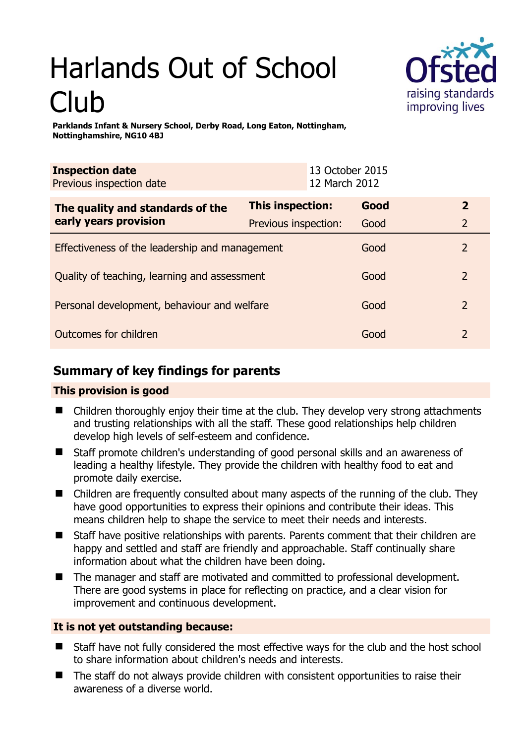# Harlands Out of School Club

**Parklands Infant & Nursery School, Derby Road, Long Eaton, Nottingham, Nottinghamshire, NG10 4BJ**

| **Inspection date** | 13 October 2015 |
|---|---|
| Previous inspection date | 12 March 2012 |

| **The quality and standards of the early years provision** | **This inspection:** | **Good** | **2** |
|---|---|---|---|
| | Previous inspection: | Good | 2 |
| Effectiveness of the leadership and management | | Good | 2 |
| Quality of teaching, learning and assessment | | Good | 2 |
| Personal development, behaviour and welfare | | Good | 2 |
| Outcomes for children | | Good | 2 |

## Summary of key findings for parents

### This provision is good

- Children thoroughly enjoy their time at the club. They develop very strong attachments and trusting relationships with all the staff. These good relationships help children develop high levels of self-esteem and confidence.
- Staff promote children's understanding of good personal skills and an awareness of leading a healthy lifestyle. They provide the children with healthy food to eat and promote daily exercise.
- Children are frequently consulted about many aspects of the running of the club. They have good opportunities to express their opinions and contribute their ideas. This means children help to shape the service to meet their needs and interests.
- Staff have positive relationships with parents. Parents comment that their children are happy and settled and staff are friendly and approachable. Staff continually share information about what the children have been doing.
- The manager and staff are motivated and committed to professional development. There are good systems in place for reflecting on practice, and a clear vision for improvement and continuous development.

### It is not yet outstanding because:

- Staff have not fully considered the most effective ways for the club and the host school to share information about children's needs and interests.
- The staff do not always provide children with consistent opportunities to raise their awareness of a diverse world.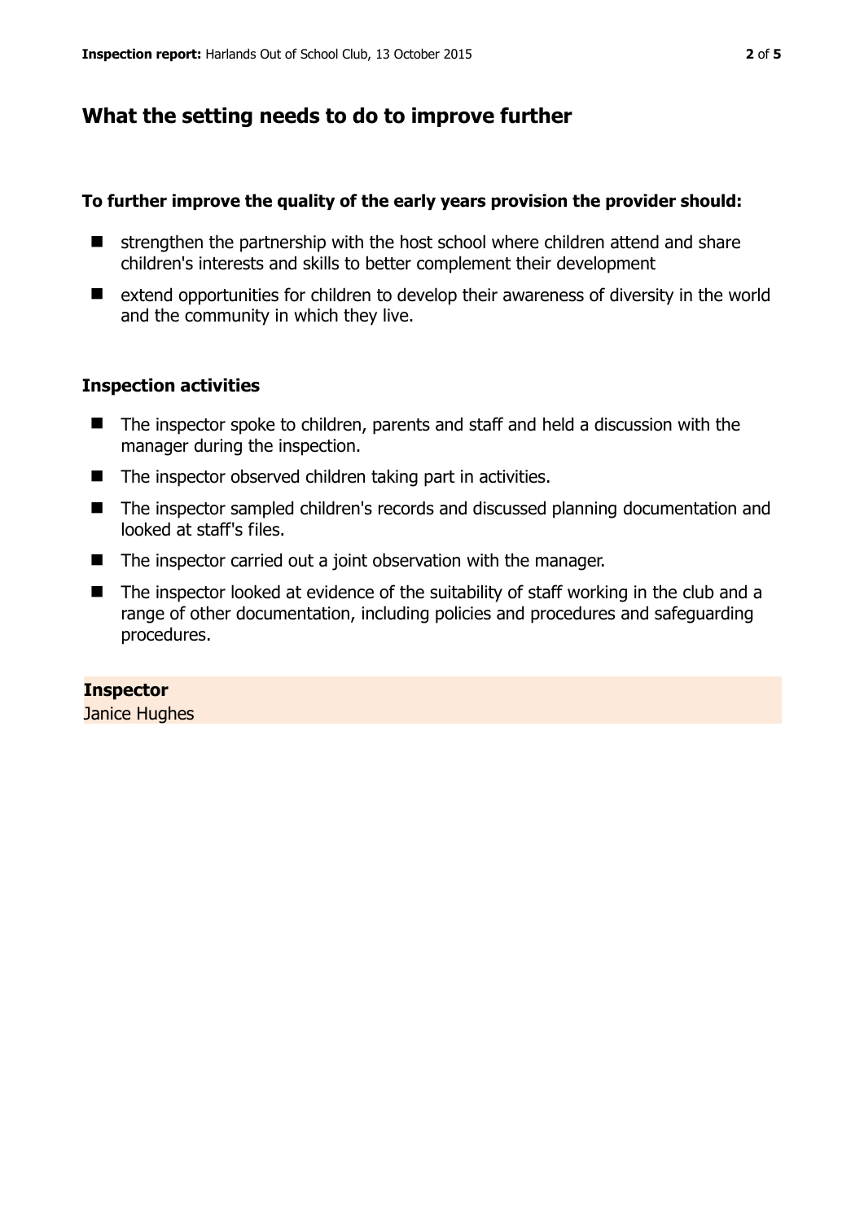## What the setting needs to do to improve further

**To further improve the quality of the early years provision the provider should:**

- strengthen the partnership with the host school where children attend and share children's interests and skills to better complement their development
- extend opportunities for children to develop their awareness of diversity in the world and the community in which they live.

### Inspection activities

- The inspector spoke to children, parents and staff and held a discussion with the manager during the inspection.
- The inspector observed children taking part in activities.
- The inspector sampled children's records and discussed planning documentation and looked at staff's files.
- The inspector carried out a joint observation with the manager.
- The inspector looked at evidence of the suitability of staff working in the club and a range of other documentation, including policies and procedures and safeguarding procedures.

**Inspector**
Janice Hughes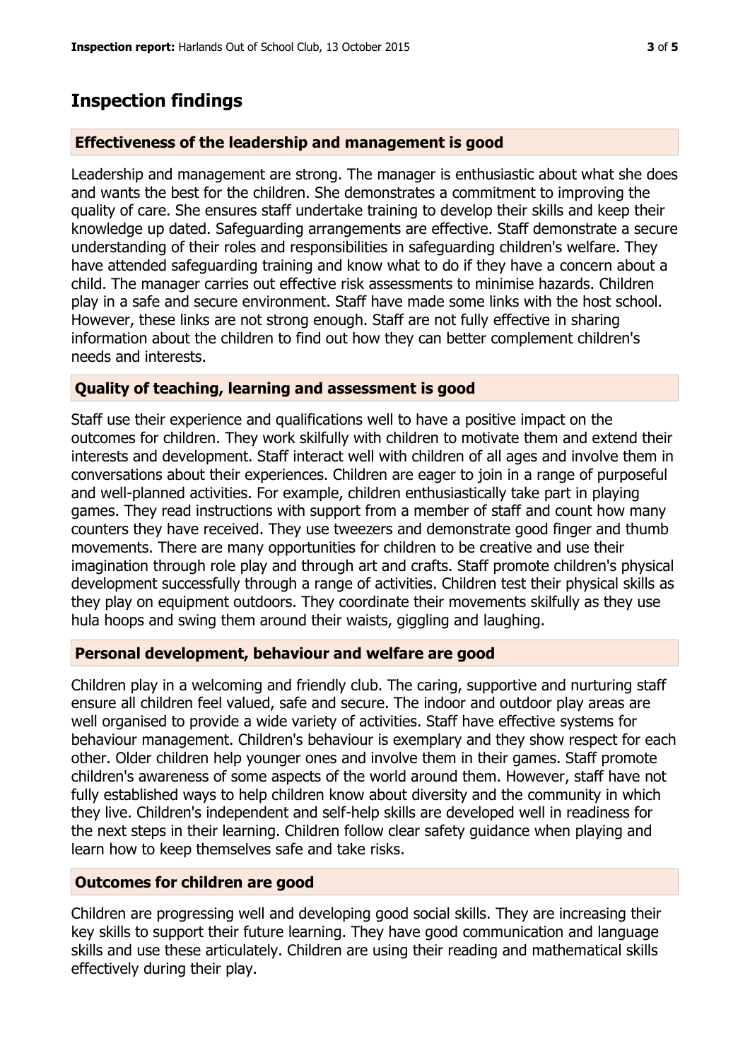## Inspection findings

### Effectiveness of the leadership and management is good

Leadership and management are strong. The manager is enthusiastic about what she does and wants the best for the children. She demonstrates a commitment to improving the quality of care. She ensures staff undertake training to develop their skills and keep their knowledge up dated. Safeguarding arrangements are effective. Staff demonstrate a secure understanding of their roles and responsibilities in safeguarding children's welfare. They have attended safeguarding training and know what to do if they have a concern about a child. The manager carries out effective risk assessments to minimise hazards. Children play in a safe and secure environment. Staff have made some links with the host school. However, these links are not strong enough. Staff are not fully effective in sharing information about the children to find out how they can better complement children's needs and interests.

### Quality of teaching, learning and assessment is good

Staff use their experience and qualifications well to have a positive impact on the outcomes for children. They work skilfully with children to motivate them and extend their interests and development. Staff interact well with children of all ages and involve them in conversations about their experiences. Children are eager to join in a range of purposeful and well-planned activities. For example, children enthusiastically take part in playing games. They read instructions with support from a member of staff and count how many counters they have received. They use tweezers and demonstrate good finger and thumb movements. There are many opportunities for children to be creative and use their imagination through role play and through art and crafts. Staff promote children's physical development successfully through a range of activities. Children test their physical skills as they play on equipment outdoors. They coordinate their movements skilfully as they use hula hoops and swing them around their waists, giggling and laughing.

### Personal development, behaviour and welfare are good

Children play in a welcoming and friendly club. The caring, supportive and nurturing staff ensure all children feel valued, safe and secure. The indoor and outdoor play areas are well organised to provide a wide variety of activities. Staff have effective systems for behaviour management. Children's behaviour is exemplary and they show respect for each other. Older children help younger ones and involve them in their games. Staff promote children's awareness of some aspects of the world around them. However, staff have not fully established ways to help children know about diversity and the community in which they live. Children's independent and self-help skills are developed well in readiness for the next steps in their learning. Children follow clear safety guidance when playing and learn how to keep themselves safe and take risks.

### Outcomes for children are good

Children are progressing well and developing good social skills. They are increasing their key skills to support their future learning. They have good communication and language skills and use these articulately. Children are using their reading and mathematical skills effectively during their play.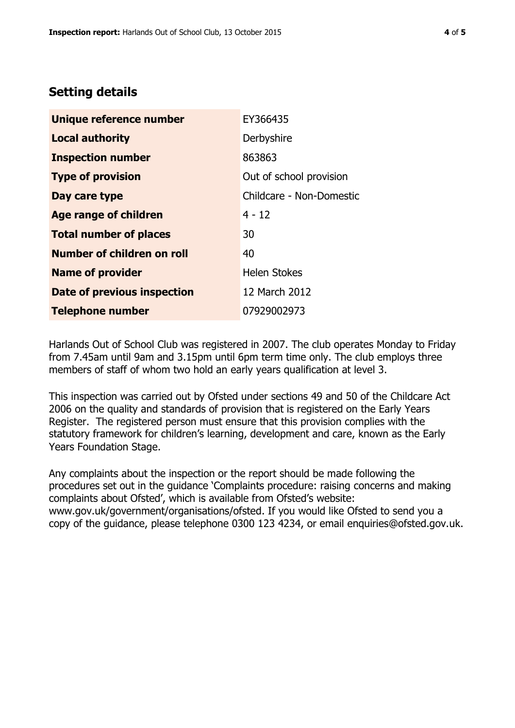## Setting details

| | |
|---|---|
| **Unique reference number** | EY366435 |
| **Local authority** | Derbyshire |
| **Inspection number** | 863863 |
| **Type of provision** | Out of school provision |
| **Day care type** | Childcare - Non-Domestic |
| **Age range of children** | 4 - 12 |
| **Total number of places** | 30 |
| **Number of children on roll** | 40 |
| **Name of provider** | Helen Stokes |
| **Date of previous inspection** | 12 March 2012 |
| **Telephone number** | 07929002973 |

Harlands Out of School Club was registered in 2007. The club operates Monday to Friday from 7.45am until 9am and 3.15pm until 6pm term time only. The club employs three members of staff of whom two hold an early years qualification at level 3.

This inspection was carried out by Ofsted under sections 49 and 50 of the Childcare Act 2006 on the quality and standards of provision that is registered on the Early Years Register. The registered person must ensure that this provision complies with the statutory framework for children's learning, development and care, known as the Early Years Foundation Stage.

Any complaints about the inspection or the report should be made following the procedures set out in the guidance 'Complaints procedure: raising concerns and making complaints about Ofsted', which is available from Ofsted's website: www.gov.uk/government/organisations/ofsted. If you would like Ofsted to send you a copy of the guidance, please telephone 0300 123 4234, or email enquiries@ofsted.gov.uk.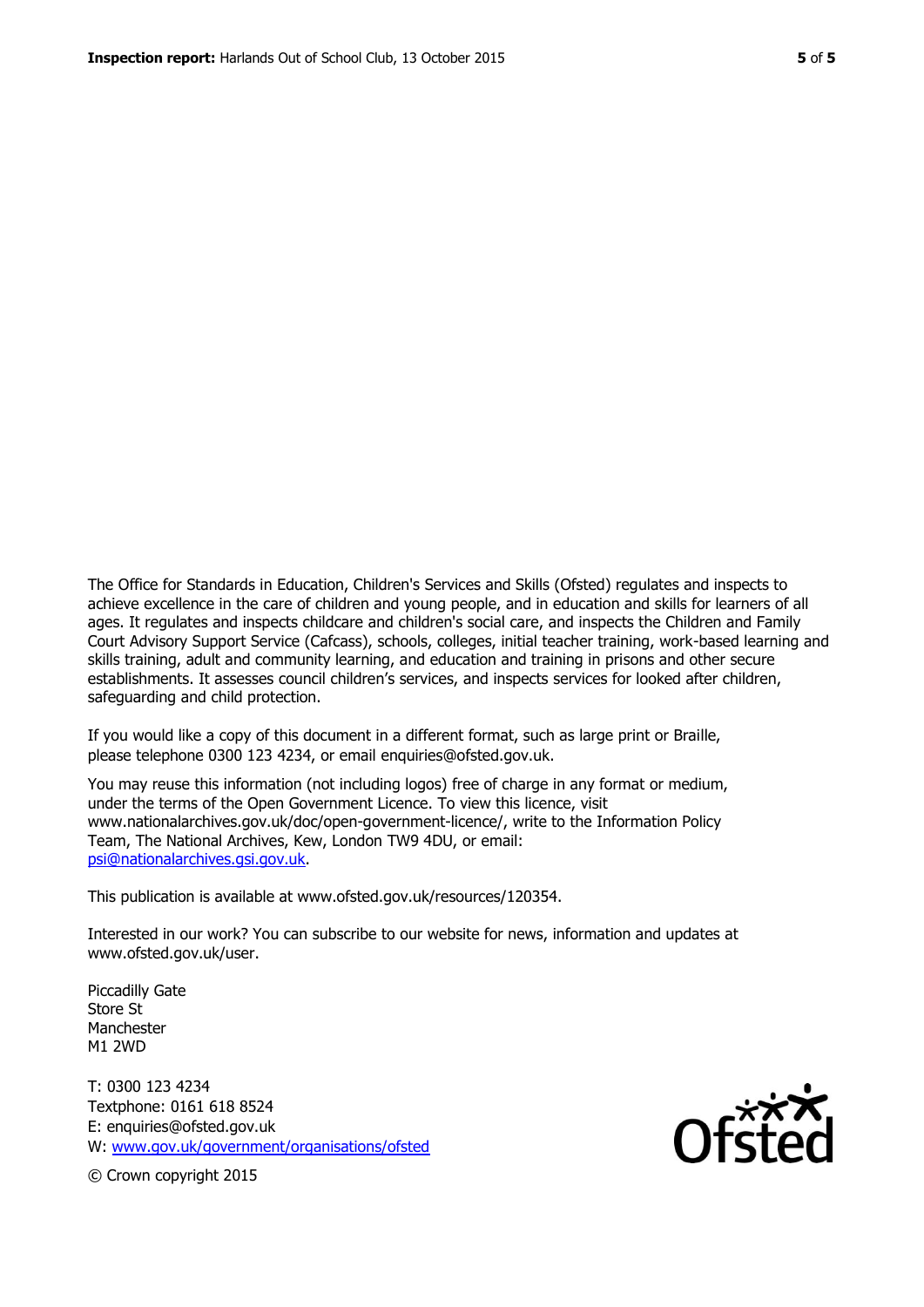The Office for Standards in Education, Children's Services and Skills (Ofsted) regulates and inspects to achieve excellence in the care of children and young people, and in education and skills for learners of all ages. It regulates and inspects childcare and children's social care, and inspects the Children and Family Court Advisory Support Service (Cafcass), schools, colleges, initial teacher training, work-based learning and skills training, adult and community learning, and education and training in prisons and other secure establishments. It assesses council children's services, and inspects services for looked after children, safeguarding and child protection.

If you would like a copy of this document in a different format, such as large print or Braille, please telephone 0300 123 4234, or email enquiries@ofsted.gov.uk.

You may reuse this information (not including logos) free of charge in any format or medium, under the terms of the Open Government Licence. To view this licence, visit www.nationalarchives.gov.uk/doc/open-government-licence/, write to the Information Policy Team, The National Archives, Kew, London TW9 4DU, or email: psi@nationalarchives.gsi.gov.uk.

This publication is available at www.ofsted.gov.uk/resources/120354.

Interested in our work? You can subscribe to our website for news, information and updates at www.ofsted.gov.uk/user.

Piccadilly Gate
Store St
Manchester
M1 2WD

T: 0300 123 4234
Textphone: 0161 618 8524
E: enquiries@ofsted.gov.uk
W: www.gov.uk/government/organisations/ofsted

© Crown copyright 2015